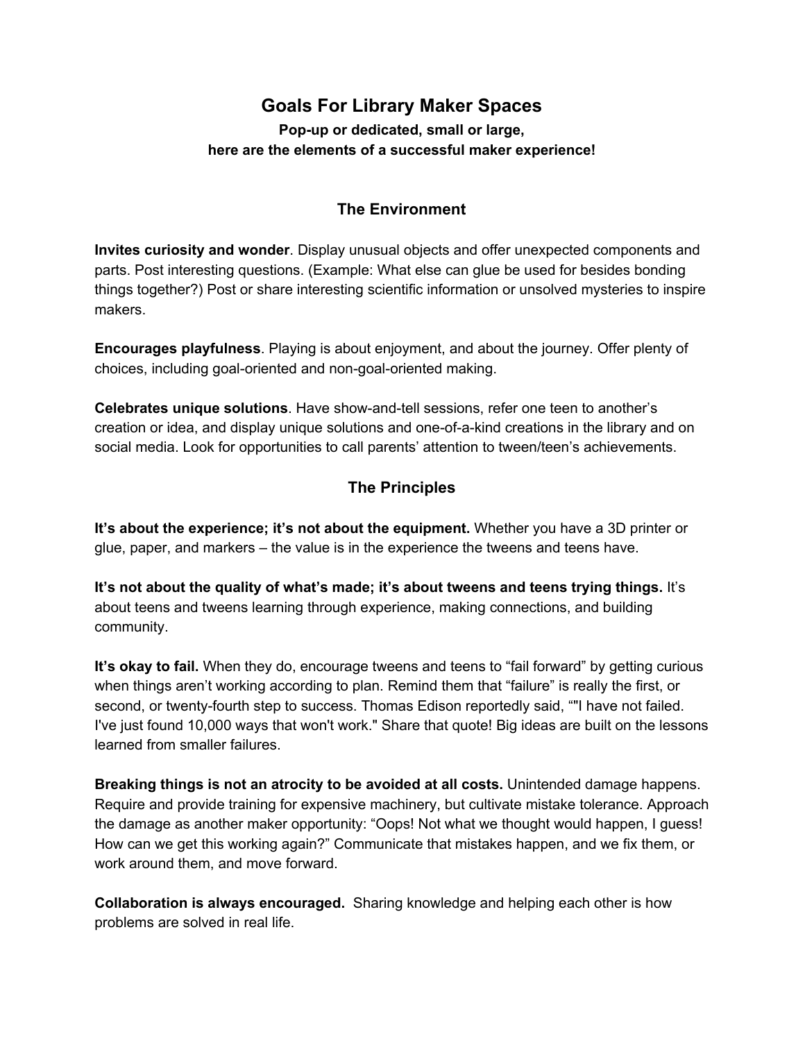# Goals For Library Maker Spaces

**Pop-up or dedicated, small or large,**
**here are the elements of a successful maker experience!**

## The Environment

**Invites curiosity and wonder**. Display unusual objects and offer unexpected components and parts. Post interesting questions. (Example: What else can glue be used for besides bonding things together?) Post or share interesting scientific information or unsolved mysteries to inspire makers.

**Encourages playfulness**. Playing is about enjoyment, and about the journey. Offer plenty of choices, including goal-oriented and non-goal-oriented making.

**Celebrates unique solutions**. Have show-and-tell sessions, refer one teen to another's creation or idea, and display unique solutions and one-of-a-kind creations in the library and on social media. Look for opportunities to call parents' attention to tween/teen's achievements.

## The Principles

**It's about the experience; it's not about the equipment.** Whether you have a 3D printer or glue, paper, and markers – the value is in the experience the tweens and teens have.

**It's not about the quality of what's made; it's about tweens and teens trying things.** It's about teens and tweens learning through experience, making connections, and building community.

**It's okay to fail.** When they do, encourage tweens and teens to "fail forward" by getting curious when things aren't working according to plan. Remind them that "failure" is really the first, or second, or twenty-fourth step to success. Thomas Edison reportedly said, ""I have not failed. I've just found 10,000 ways that won't work." Share that quote! Big ideas are built on the lessons learned from smaller failures.

**Breaking things is not an atrocity to be avoided at all costs.** Unintended damage happens. Require and provide training for expensive machinery, but cultivate mistake tolerance. Approach the damage as another maker opportunity: "Oops! Not what we thought would happen, I guess! How can we get this working again?" Communicate that mistakes happen, and we fix them, or work around them, and move forward.

**Collaboration is always encouraged.** Sharing knowledge and helping each other is how problems are solved in real life.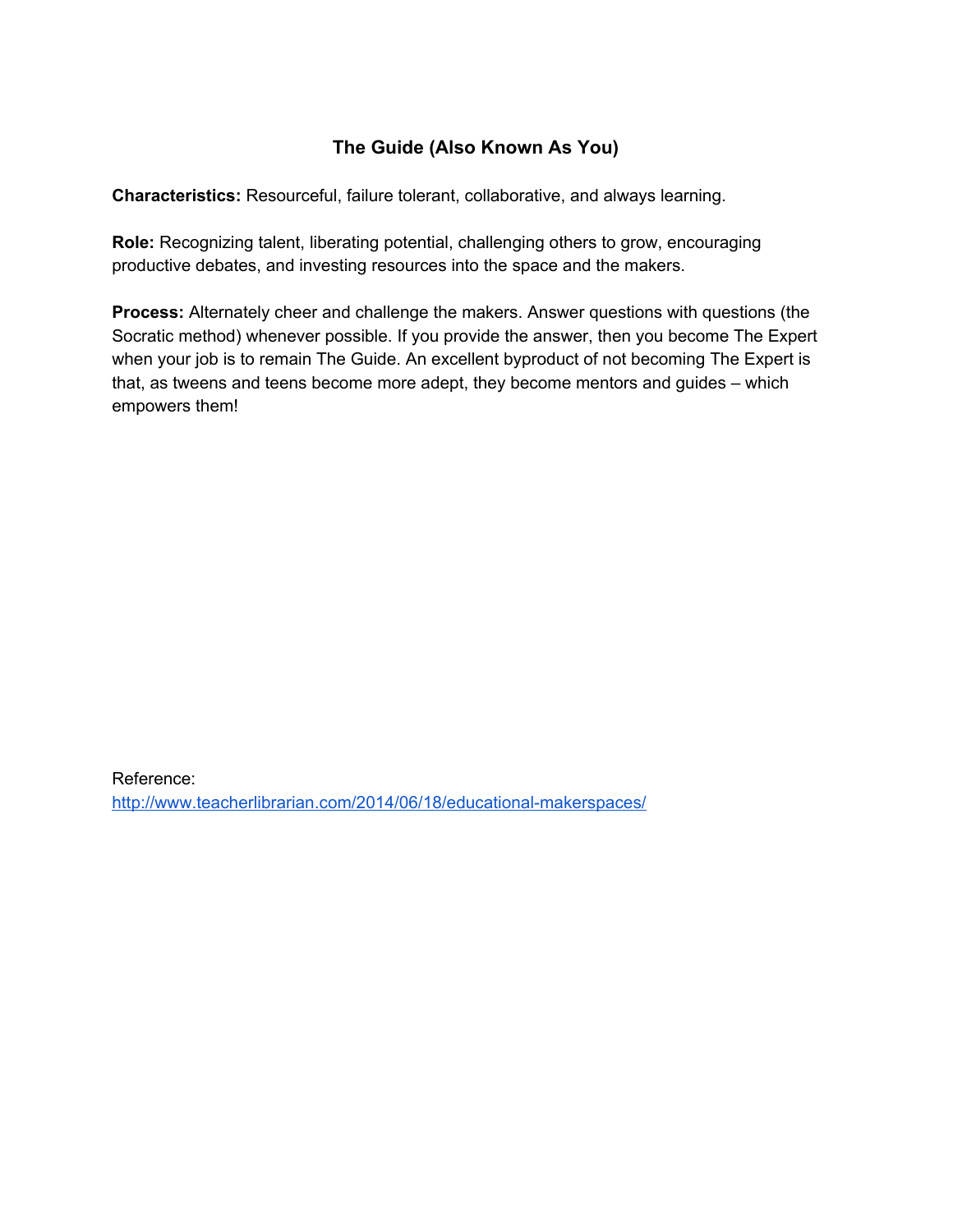## The Guide (Also Known As You)

**Characteristics:** Resourceful, failure tolerant, collaborative, and always learning.

**Role:** Recognizing talent, liberating potential, challenging others to grow, encouraging productive debates, and investing resources into the space and the makers.

**Process:** Alternately cheer and challenge the makers. Answer questions with questions (the Socratic method) whenever possible. If you provide the answer, then you become The Expert when your job is to remain The Guide. An excellent byproduct of not becoming The Expert is that, as tweens and teens become more adept, they become mentors and guides – which empowers them!

Reference:
http://www.teacherlibrarian.com/2014/06/18/educational-makerspaces/